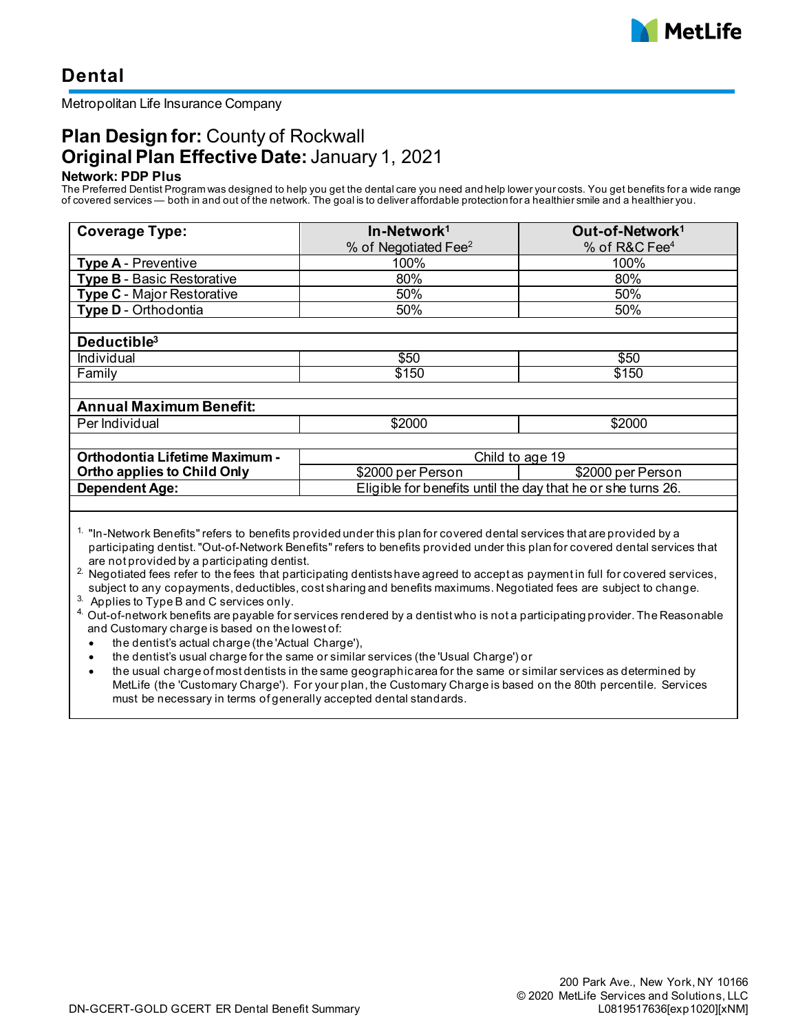# Dental

Metropolitan Life Insurance Company

## Plan Design for: County of Rockwall
## Original Plan Effective Date: January 1, 2021

**Network: PDP Plus**

The Preferred Dentist Program was designed to help you get the dental care you need and help lower your costs. You get benefits for a wide range of covered services — both in and out of the network. The goal is to deliver affordable protection for a healthier smile and a healthier you.

| Coverage Type: | In-Network[1] % of Negotiated Fee[2] | Out-of-Network[1] % of R&C Fee[4] |
|---|---|---|
| **Type A** - Preventive | 100% | 100% |
| **Type B** - Basic Restorative | 80% | 80% |
| **Type C** - Major Restorative | 50% | 50% |
| **Type D** - Orthodontia | 50% | 50% |
| | | |
| **Deductible[3]** | | |
| Individual | $50 | $50 |
| Family | $150 | $150 |
| | | |
| **Annual Maximum Benefit:** | | |
| Per Individual | $2000 | $2000 |
| | | |
| **Orthodontia Lifetime Maximum - Ortho applies to Child Only** | Child to age 19 | |
| | $2000 per Person | $2000 per Person |
| **Dependent Age:** | Eligible for benefits until the day that he or she turns 26. | |

1. "In-Network Benefits" refers to benefits provided under this plan for covered dental services that are provided by a participating dentist. "Out-of-Network Benefits" refers to benefits provided under this plan for covered dental services that are not provided by a participating dentist.
2. Negotiated fees refer to the fees that participating dentists have agreed to accept as payment in full for covered services, subject to any copayments, deductibles, cost sharing and benefits maximums. Negotiated fees are subject to change.
3. Applies to Type B and C services only.
4. Out-of-network benefits are payable for services rendered by a dentist who is not a participating provider. The Reasonable and Customary charge is based on the lowest of:
   - the dentist's actual charge (the 'Actual Charge'),
   - the dentist's usual charge for the same or similar services (the 'Usual Charge') or
   - the usual charge of most dentists in the same geographic area for the same or similar services as determined by MetLife (the 'Customary Charge'). For your plan, the Customary Charge is based on the 80th percentile. Services must be necessary in terms of generally accepted dental standards.

200 Park Ave., New York, NY 10166
© 2020 MetLife Services and Solutions, LLC
L0819517636[exp1020][xNM]

DN-GCERT-GOLD GCERT ER Dental Benefit Summary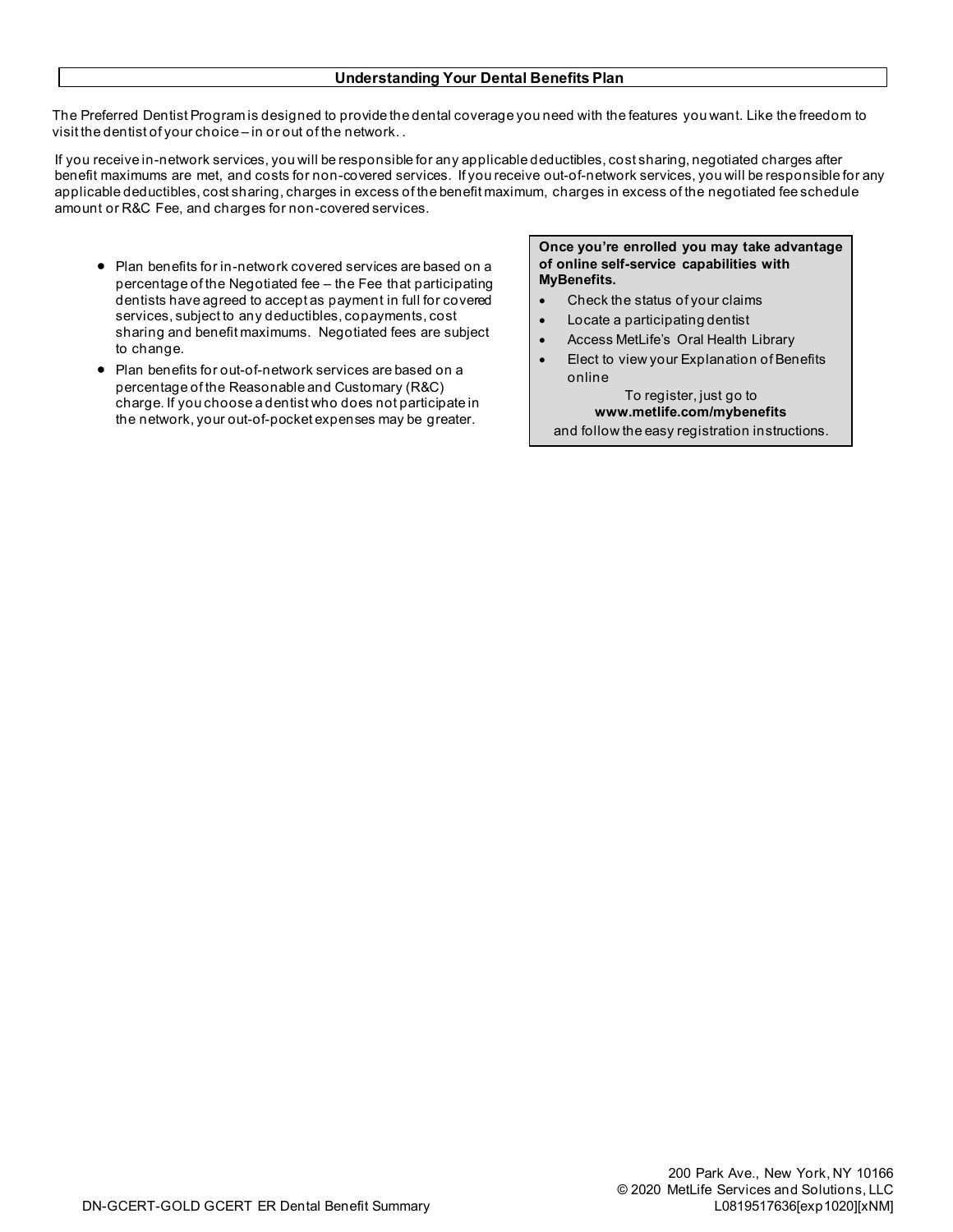## Understanding Your Dental Benefits Plan

The Preferred Dentist Program is designed to provide the dental coverage you need with the features you want. Like the freedom to visit the dentist of your choice – in or out of the network. .

If you receive in-network services, you will be responsible for any applicable deductibles, cost sharing, negotiated charges after benefit maximums are met, and costs for non-covered services. If you receive out-of-network services, you will be responsible for any applicable deductibles, cost sharing, charges in excess of the benefit maximum, charges in excess of the negotiated fee schedule amount or R&C Fee, and charges for non-covered services.

- Plan benefits for in-network covered services are based on a percentage of the Negotiated fee – the Fee that participating dentists have agreed to accept as payment in full for covered services, subject to any deductibles, copayments, cost sharing and benefit maximums. Negotiated fees are subject to change.
- Plan benefits for out-of-network services are based on a percentage of the Reasonable and Customary (R&C) charge. If you choose a dentist who does not participate in the network, your out-of-pocket expenses may be greater.

**Once you're enrolled you may take advantage of online self-service capabilities with MyBenefits.**

- Check the status of your claims
- Locate a participating dentist
- Access MetLife's Oral Health Library
- Elect to view your Explanation of Benefits online

To register, just go to **www.metlife.com/mybenefits** and follow the easy registration instructions.

200 Park Ave., New York, NY 10166
© 2020 MetLife Services and Solutions, LLC

DN-GCERT-GOLD GCERT ER Dental Benefit Summary L0819517636[exp1020][xNM]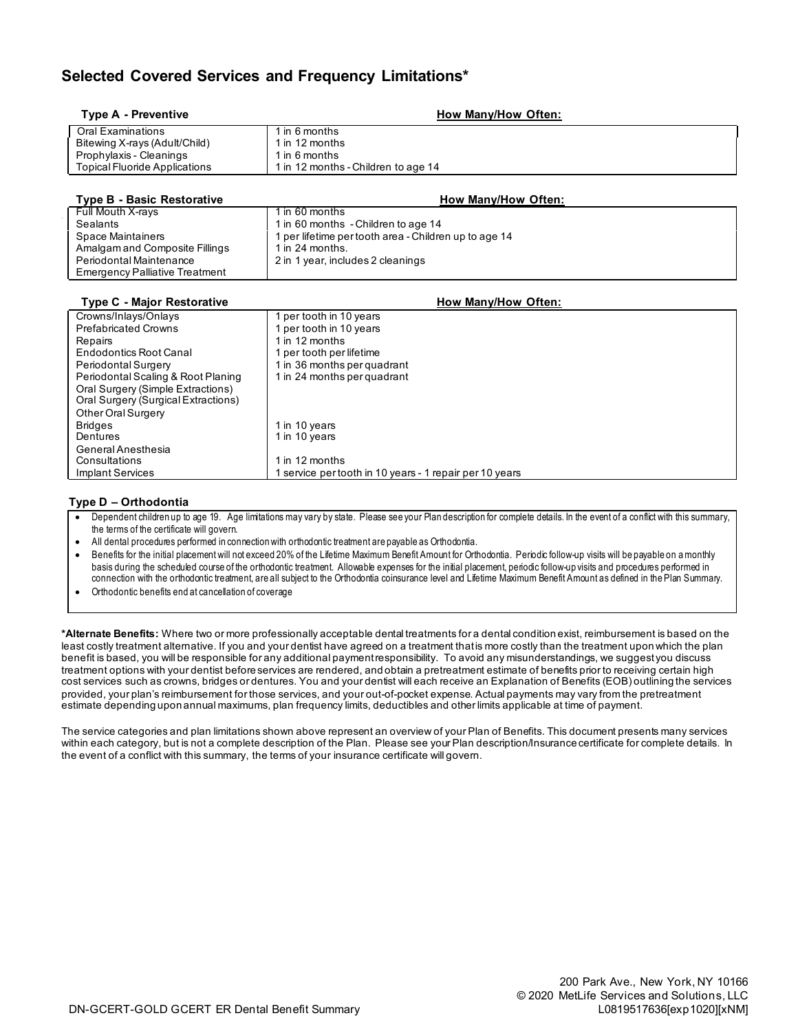## Selected Covered Services and Frequency Limitations*

| Type A - Preventive | How Many/How Often: |
| --- | --- |
| Oral Examinations | 1 in 6 months |
| Bitewing X-rays (Adult/Child) | 1 in 12 months |
| Prophylaxis - Cleanings | 1 in 6 months |
| Topical Fluoride Applications | 1 in 12 months - Children to age 14 |

| Type B - Basic Restorative | How Many/How Often: |
| --- | --- |
| Full Mouth X-rays | 1 in 60 months |
| Sealants | 1 in 60 months - Children to age 14 |
| Space Maintainers | 1 per lifetime per tooth area - Children up to age 14 |
| Amalgam and Composite Fillings | 1 in 24 months. |
| Periodontal Maintenance | 2 in 1 year, includes 2 cleanings |
| Emergency Palliative Treatment | |

| Type C - Major Restorative | How Many/How Often: |
| --- | --- |
| Crowns/Inlays/Onlays | 1 per tooth in 10 years |
| Prefabricated Crowns | 1 per tooth in 10 years |
| Repairs | 1 in 12 months |
| Endodontics Root Canal | 1 per tooth per lifetime |
| Periodontal Surgery | 1 in 36 months per quadrant |
| Periodontal Scaling & Root Planing | 1 in 24 months per quadrant |
| Oral Surgery (Simple Extractions) | |
| Oral Surgery (Surgical Extractions) | |
| Other Oral Surgery | |
| Bridges | 1 in 10 years |
| Dentures | 1 in 10 years |
| General Anesthesia | |
| Consultations | 1 in 12 months |
| Implant Services | 1 service per tooth in 10 years - 1 repair per 10 years |

### Type D – Orthodontia

- Dependent children up to age 19. Age limitations may vary by state. Please see your Plan description for complete details. In the event of a conflict with this summary, the terms of the certificate will govern.
- All dental procedures performed in connection with orthodontic treatment are payable as Orthodontia.
- Benefits for the initial placement will not exceed 20% of the Lifetime Maximum Benefit Amount for Orthodontia. Periodic follow-up visits will be payable on a monthly basis during the scheduled course of the orthodontic treatment. Allowable expenses for the initial placement, periodic follow-up visits and procedures performed in connection with the orthodontic treatment, are all subject to the Orthodontia coinsurance level and Lifetime Maximum Benefit Amount as defined in the Plan Summary.
- Orthodontic benefits end at cancellation of coverage

**\*Alternate Benefits:** Where two or more professionally acceptable dental treatments for a dental condition exist, reimbursement is based on the least costly treatment alternative. If you and your dentist have agreed on a treatment that is more costly than the treatment upon which the plan benefit is based, you will be responsible for any additional payment responsibility. To avoid any misunderstandings, we suggest you discuss treatment options with your dentist before services are rendered, and obtain a pretreatment estimate of benefits prior to receiving certain high cost services such as crowns, bridges or dentures. You and your dentist will each receive an Explanation of Benefits (EOB) outlining the services provided, your plan's reimbursement for those services, and your out-of-pocket expense. Actual payments may vary from the pretreatment estimate depending upon annual maximums, plan frequency limits, deductibles and other limits applicable at time of payment.

The service categories and plan limitations shown above represent an overview of your Plan of Benefits. This document presents many services within each category, but is not a complete description of the Plan. Please see your Plan description/Insurance certificate for complete details. In the event of a conflict with this summary, the terms of your insurance certificate will govern.

DN-GCERT-GOLD GCERT ER Dental Benefit Summary

200 Park Ave., New York, NY 10166
© 2020 MetLife Services and Solutions, LLC
L0819517636[exp1020][xNM]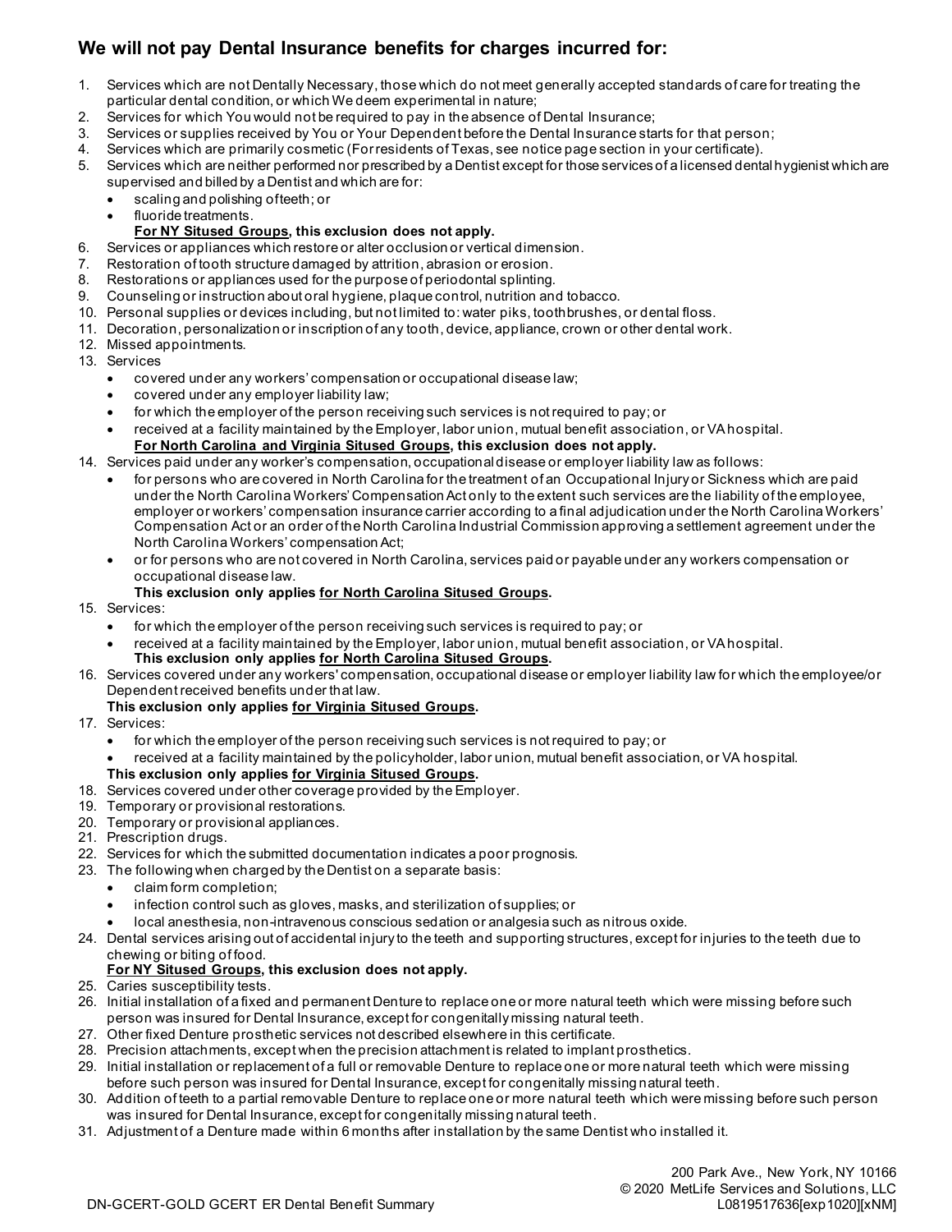## We will not pay Dental Insurance benefits for charges incurred for:

1. Services which are not Dentally Necessary, those which do not meet generally accepted standards of care for treating the particular dental condition, or which We deem experimental in nature;
2. Services for which You would not be required to pay in the absence of Dental Insurance;
3. Services or supplies received by You or Your Dependent before the Dental Insurance starts for that person;
4. Services which are primarily cosmetic (For residents of Texas, see notice page section in your certificate).
5. Services which are neither performed nor prescribed by a Dentist except for those services of a licensed dental hygienist which are supervised and billed by a Dentist and which are for:
   - scaling and polishing of teeth; or
   - fluoride treatments.

   **<u>For NY Sitused Groups</u>, this exclusion does not apply.**
6. Services or appliances which restore or alter occlusion or vertical dimension.
7. Restoration of tooth structure damaged by attrition, abrasion or erosion.
8. Restorations or appliances used for the purpose of periodontal splinting.
9. Counseling or instruction about oral hygiene, plaque control, nutrition and tobacco.
10. Personal supplies or devices including, but not limited to: water piks, toothbrushes, or dental floss.
11. Decoration, personalization or inscription of any tooth, device, appliance, crown or other dental work.
12. Missed appointments.
13. Services
    - covered under any workers' compensation or occupational disease law;
    - covered under any employer liability law;
    - for which the employer of the person receiving such services is not required to pay; or
    - received at a facility maintained by the Employer, labor union, mutual benefit association, or VA hospital.

    **<u>For North Carolina and Virginia Sitused Groups</u>, this exclusion does not apply.**
14. Services paid under any worker's compensation, occupational disease or employer liability law as follows:
    - for persons who are covered in North Carolina for the treatment of an Occupational Injury or Sickness which are paid under the North Carolina Workers' Compensation Act only to the extent such services are the liability of the employee, employer or workers' compensation insurance carrier according to a final adjudication under the North Carolina Workers' Compensation Act or an order of the North Carolina Industrial Commission approving a settlement agreement under the North Carolina Workers' compensation Act;
    - or for persons who are not covered in North Carolina, services paid or payable under any workers compensation or occupational disease law.

    **This exclusion only applies <u>for North Carolina Sitused Groups</u>.**
15. Services:
    - for which the employer of the person receiving such services is required to pay; or
    - received at a facility maintained by the Employer, labor union, mutual benefit association, or VA hospital.

    **This exclusion only applies <u>for North Carolina Sitused Groups</u>.**
16. Services covered under any workers' compensation, occupational disease or employer liability law for which the employee/or Dependent received benefits under that law.

    **This exclusion only applies <u>for Virginia Sitused Groups</u>.**
17. Services:
    - for which the employer of the person receiving such services is not required to pay; or
    - received at a facility maintained by the policyholder, labor union, mutual benefit association, or VA hospital.

    **This exclusion only applies <u>for Virginia Sitused Groups</u>.**
18. Services covered under other coverage provided by the Employer.
19. Temporary or provisional restorations.
20. Temporary or provisional appliances.
21. Prescription drugs.
22. Services for which the submitted documentation indicates a poor prognosis.
23. The following when charged by the Dentist on a separate basis:
    - claim form completion;
    - infection control such as gloves, masks, and sterilization of supplies; or
    - local anesthesia, non-intravenous conscious sedation or analgesia such as nitrous oxide.
24. Dental services arising out of accidental injury to the teeth and supporting structures, except for injuries to the teeth due to chewing or biting of food.

    **<u>For NY Sitused Groups</u>, this exclusion does not apply.**
25. Caries susceptibility tests.
26. Initial installation of a fixed and permanent Denture to replace one or more natural teeth which were missing before such person was insured for Dental Insurance, except for congenitally missing natural teeth.
27. Other fixed Denture prosthetic services not described elsewhere in this certificate.
28. Precision attachments, except when the precision attachment is related to implant prosthetics.
29. Initial installation or replacement of a full or removable Denture to replace one or more natural teeth which were missing before such person was insured for Dental Insurance, except for congenitally missing natural teeth.
30. Addition of teeth to a partial removable Denture to replace one or more natural teeth which were missing before such person was insured for Dental Insurance, except for congenitally missing natural teeth.
31. Adjustment of a Denture made within 6 months after installation by the same Dentist who installed it.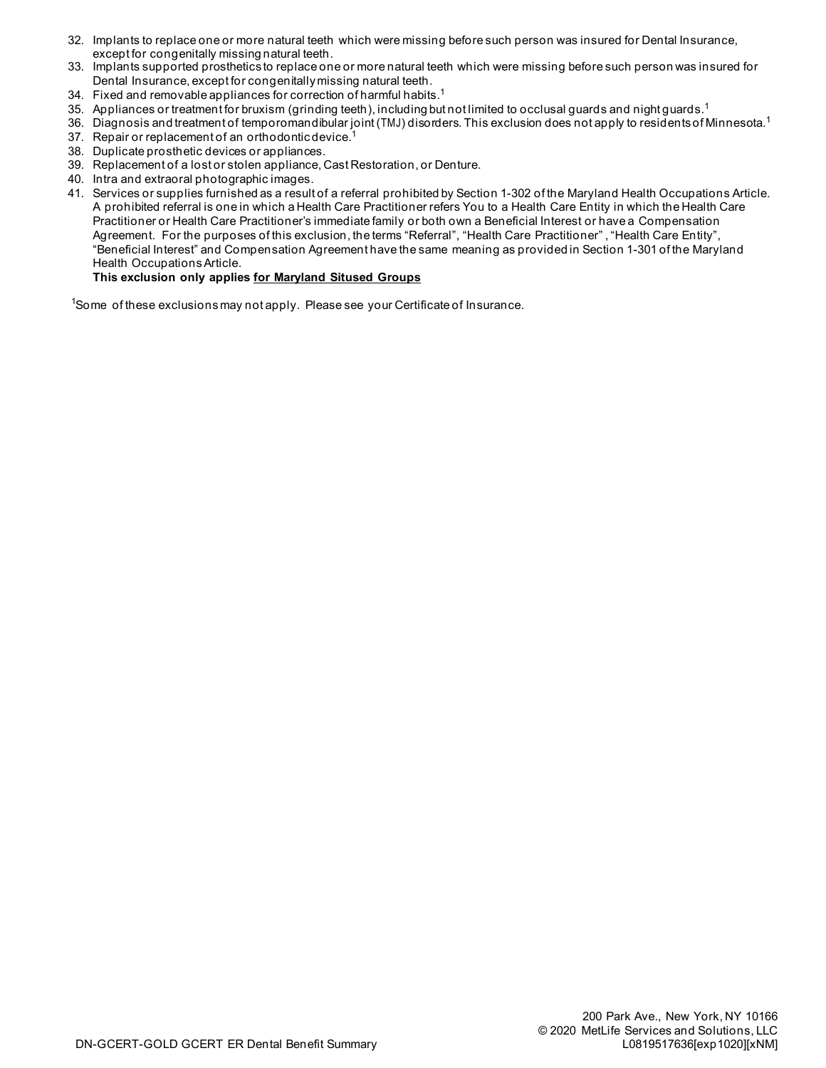32. Implants to replace one or more natural teeth which were missing before such person was insured for Dental Insurance, except for congenitally missing natural teeth.
33. Implants supported prosthetics to replace one or more natural teeth which were missing before such person was insured for Dental Insurance, except for congenitally missing natural teeth.
34. Fixed and removable appliances for correction of harmful habits.[1]
35. Appliances or treatment for bruxism (grinding teeth), including but not limited to occlusal guards and night guards.[1]
36. Diagnosis and treatment of temporomandibular joint (TMJ) disorders. This exclusion does not apply to residents of Minnesota.[1]
37. Repair or replacement of an orthodontic device.[1]
38. Duplicate prosthetic devices or appliances.
39. Replacement of a lost or stolen appliance, Cast Restoration, or Denture.
40. Intra and extraoral photographic images.
41. Services or supplies furnished as a result of a referral prohibited by Section 1-302 of the Maryland Health Occupations Article. A prohibited referral is one in which a Health Care Practitioner refers You to a Health Care Entity in which the Health Care Practitioner or Health Care Practitioner's immediate family or both own a Beneficial Interest or have a Compensation Agreement. For the purposes of this exclusion, the terms "Referral", "Health Care Practitioner", "Health Care Entity", "Beneficial Interest" and Compensation Agreement have the same meaning as provided in Section 1-301 of the Maryland Health Occupations Article.
    **This exclusion only applies <u>for Maryland Sitused Groups</u>**

[1]Some of these exclusions may not apply. Please see your Certificate of Insurance.

200 Park Ave., New York, NY 10166
© 2020 MetLife Services and Solutions, LLC
DN-GCERT-GOLD GCERT ER Dental Benefit Summary L0819517636[exp1020][xNM]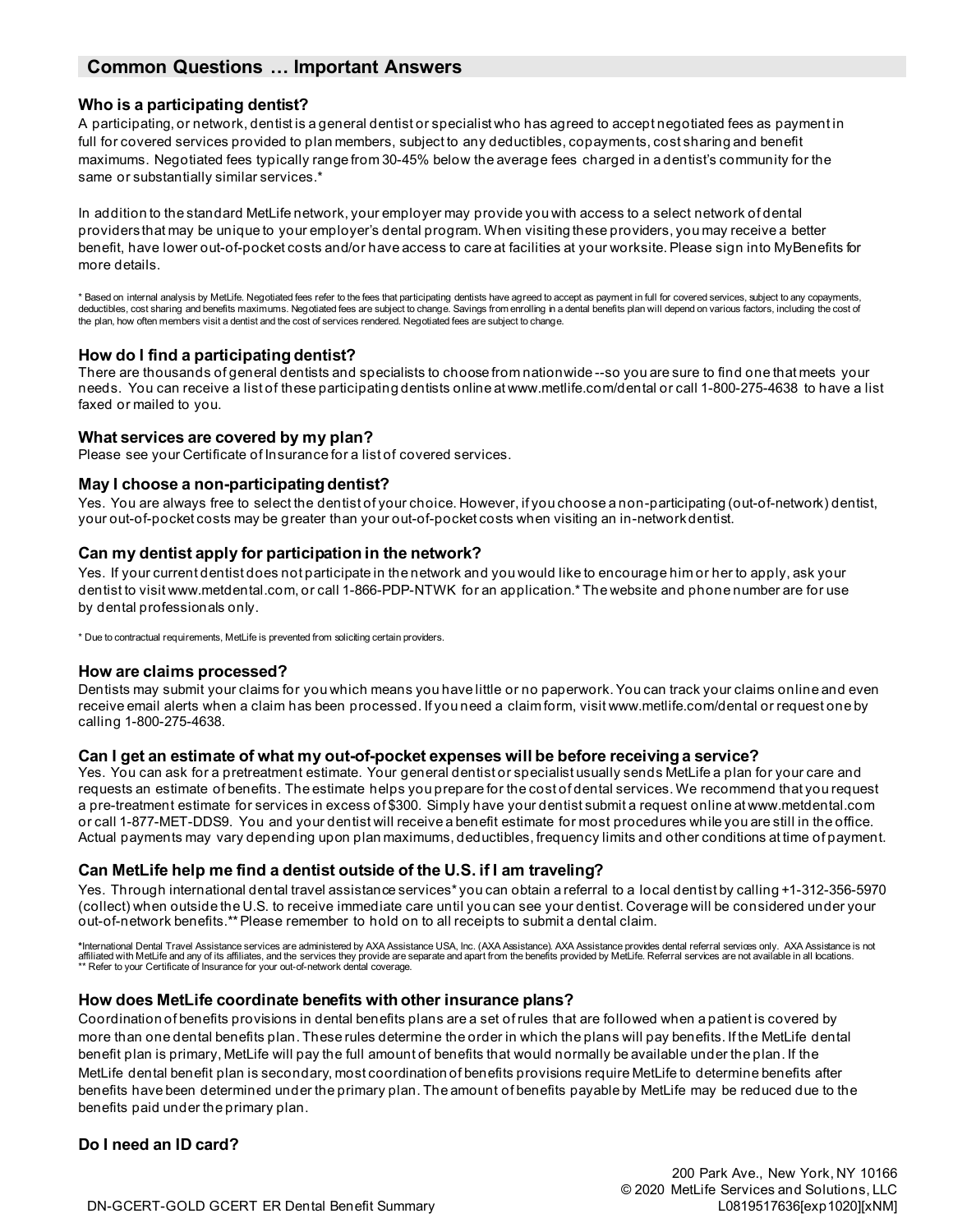## Common Questions … Important Answers

### Who is a participating dentist?

A participating, or network, dentist is a general dentist or specialist who has agreed to accept negotiated fees as payment in full for covered services provided to plan members, subject to any deductibles, copayments, cost sharing and benefit maximums. Negotiated fees typically range from 30-45% below the average fees charged in a dentist's community for the same or substantially similar services.*

In addition to the standard MetLife network, your employer may provide you with access to a select network of dental providers that may be unique to your employer's dental program. When visiting these providers, you may receive a better benefit, have lower out-of-pocket costs and/or have access to care at facilities at your worksite. Please sign into MyBenefits for more details.

* Based on internal analysis by MetLife. Negotiated fees refer to the fees that participating dentists have agreed to accept as payment in full for covered services, subject to any copayments, deductibles, cost sharing and benefits maximums. Negotiated fees are subject to change. Savings from enrolling in a dental benefits plan will depend on various factors, including the cost of the plan, how often members visit a dentist and the cost of services rendered. Negotiated fees are subject to change.

### How do I find a participating dentist?

There are thousands of general dentists and specialists to choose from nationwide --so you are sure to find one that meets your needs. You can receive a list of these participating dentists online at www.metlife.com/dental or call 1-800-275-4638 to have a list faxed or mailed to you.

### What services are covered by my plan?

Please see your Certificate of Insurance for a list of covered services.

### May I choose a non-participating dentist?

Yes. You are always free to select the dentist of your choice. However, if you choose a non-participating (out-of-network) dentist, your out-of-pocket costs may be greater than your out-of-pocket costs when visiting an in-network dentist.

### Can my dentist apply for participation in the network?

Yes. If your current dentist does not participate in the network and you would like to encourage him or her to apply, ask your dentist to visit www.metdental.com, or call 1-866-PDP-NTWK for an application.* The website and phone number are for use by dental professionals only.

* Due to contractual requirements, MetLife is prevented from soliciting certain providers.

### How are claims processed?

Dentists may submit your claims for you which means you have little or no paperwork. You can track your claims online and even receive email alerts when a claim has been processed. If you need a claim form, visit www.metlife.com/dental or request one by calling 1-800-275-4638.

### Can I get an estimate of what my out-of-pocket expenses will be before receiving a service?

Yes. You can ask for a pretreatment estimate. Your general dentist or specialist usually sends MetLife a plan for your care and requests an estimate of benefits. The estimate helps you prepare for the cost of dental services. We recommend that you request a pre-treatment estimate for services in excess of $300. Simply have your dentist submit a request online at www.metdental.com or call 1-877-MET-DDS9. You and your dentist will receive a benefit estimate for most procedures while you are still in the office. Actual payments may vary depending upon plan maximums, deductibles, frequency limits and other conditions at time of payment.

### Can MetLife help me find a dentist outside of the U.S. if I am traveling?

Yes. Through international dental travel assistance services* you can obtain a referral to a local dentist by calling +1-312-356-5970 (collect) when outside the U.S. to receive immediate care until you can see your dentist. Coverage will be considered under your out-of-network benefits.** Please remember to hold on to all receipts to submit a dental claim.

*International Dental Travel Assistance services are administered by AXA Assistance USA, Inc. (AXA Assistance). AXA Assistance provides dental referral services only. AXA Assistance is not affiliated with MetLife and any of its affiliates, and the services they provide are separate and apart from the benefits provided by MetLife. Referral services are not available in all locations.
** Refer to your Certificate of Insurance for your out-of-network dental coverage.

### How does MetLife coordinate benefits with other insurance plans?

Coordination of benefits provisions in dental benefits plans are a set of rules that are followed when a patient is covered by more than one dental benefits plan. These rules determine the order in which the plans will pay benefits. If the MetLife dental benefit plan is primary, MetLife will pay the full amount of benefits that would normally be available under the plan. If the MetLife dental benefit plan is secondary, most coordination of benefits provisions require MetLife to determine benefits after benefits have been determined under the primary plan. The amount of benefits payable by MetLife may be reduced due to the benefits paid under the primary plan.

### Do I need an ID card?

200 Park Ave., New York, NY 10166
© 2020 MetLife Services and Solutions, LLC
DN-GCERT-GOLD GCERT ER Dental Benefit Summary
L0819517636[exp1020][xNM]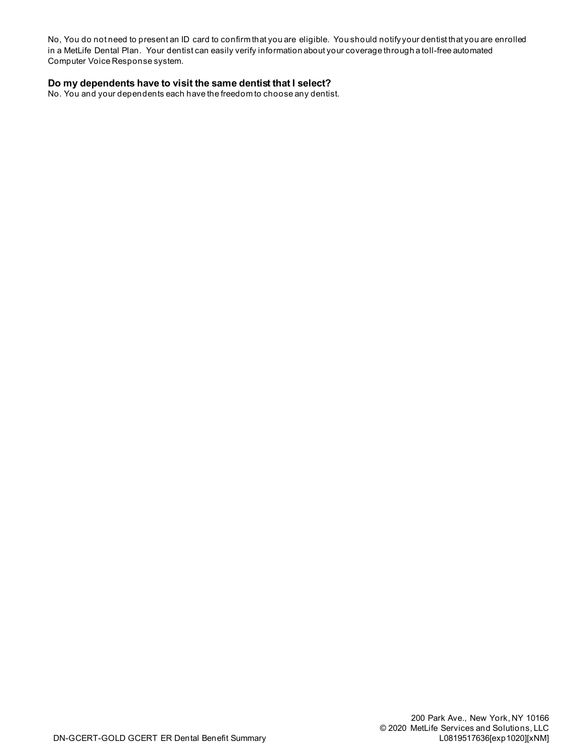No, You do not need to present an ID card to confirm that you are eligible. You should notify your dentist that you are enrolled in a MetLife Dental Plan. Your dentist can easily verify information about your coverage through a toll-free automated Computer Voice Response system.

**Do my dependents have to visit the same dentist that I select?**

No. You and your dependents each have the freedom to choose any dentist.

200 Park Ave., New York, NY 10166
© 2020 MetLife Services and Solutions, LLC

DN-GCERT-GOLD GCERT ER Dental Benefit Summary

L0819517636[exp1020][xNM]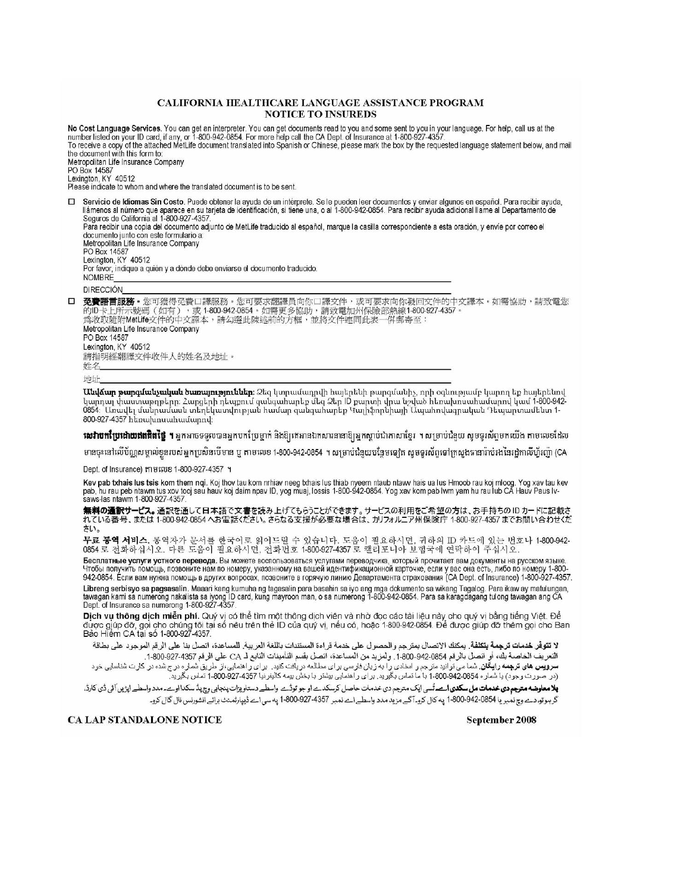## CALIFORNIA HEALTHCARE LANGUAGE ASSISTANCE PROGRAM
## NOTICE TO INSUREDS

**No Cost Language Services.** You can get an interpreter. You can get documents read to you and some sent to you in your language. For help, call us at the number listed on your ID card, if any, or 1-800-942-0854. For more help call the CA Dept. of Insurance at 1-800-927-4357.
To receive a copy of the attached MetLife document translated into Spanish or Chinese, please mark the box by the requested language statement below, and mail the document with this form to:
Metropolitan Life Insurance Company
PO Box 14587
Lexington, KY 40512
Please indicate to whom and where the translated document is to be sent.

☐ **Servicio de Idiomas Sin Costo.** Puede obtener la ayuda de un intérprete. Se le pueden leer documentos y enviar algunos en español. Para recibir ayuda, llámenos al número que aparece en su tarjeta de identificación, si tiene una, o al 1-800-942-0854. Para recibir ayuda adicional llame al Departamento de Seguros de California al 1-800-927-4357.
Para recibir una copia del documento adjunto de MetLife traducido al español, marque la casilla correspondiente a esta oración, y envíe por correo el documento junto con este formulario a:
Metropolitan Life Insurance Company
PO Box 14587
Lexington, KY 40512
Por favor, indique a quién y a dónde debe enviarse el documento traducido.
NOMBRE_______________________________________________
DIRECCIÓN_____________________________________________

☐ **免費語言服務。**您可獲得免費口譯服務。您可要求翻譯員向你口譯文件，或可要求向你寄回文件的中文譯本。如需協助，請致電您的ID卡上所示號碼（如有），或 1-800-942-0854。如需更多協助，請致電加州保險部熱線1-800-927-4357。
為收取隨附MetLife文件的中文譯本，請勾選此陳述前的方框，並將文件連同此表一併郵寄至：
Metropolitan Life Insurance Company
PO Box 14587
Lexington, KY 40512
請指明經翻譯文件收件人的姓名及地址。
姓名_______________________________________________
地址_______________________________________________

**Անվճար թարգմանչական ծառայություններ:** Ձեզ կտրամադրվի հայերենի թարգմանիչ, որի օգնությամբ կարող եք հայերենով կարդալ փաստաթղթերը: Հարցերի դեպքում զանգահարեք մեզ Ձեր ID քարտի վրա նշված հեռախոսահամարով կամ 1-800-942-0854: Առավել մանրամասն տեղեկատվության համար զանգահարեք Կալիֆորնիայի Ապահովագրական Դեպարտամենտ 1-800-927-4357 հեռախոսահամարով:

**សេវាបកប្រែដោយឥតគិតថ្លៃ ។** អ្នកអាចទទួលបានអ្នកបកប្រែម្នាក់ និងឱ្យគេអានឯកសារនានាឱ្យអ្នកស្តាប់ជាភាសាខ្មែរ ។ សម្រាប់ជំនួយ សូមទូរស័ព្ទមកយើង តាមលេខដែលមានចុះនៅលើប័ណ្ណសម្គាល់ខ្លួនរបស់អ្នកប្រសិនបើមាន ឬ តាមលេខ 1-800-942-0854 ។ សម្រាប់ជំនួយបន្ថែមទៀត សូមទូរស័ព្ទទៅក្រសួងធានារ៉ាប់រងនៃរដ្ឋកាលីហ្វ័រញ៉ា (CA Dept. of Insurance) តាមលេខ 1-800-927-4357 ។

Kev pab txhais lus tsis kom them nqi. Koj thov tau kom nrhiav neeg txhais lus thiab nyeem ntaub ntawv hais ua lus Hmoob rau koj mloog. Yog xav tau kev pab, hu rau peb ntawm tus xov tooj sau hauv koj daim npav ID, yog muaj, lossis 1-800-942-0854. Yog xav kom pab lwm yam hu rau lub CA Hauv Paus Iv-saws-las ntawm 1-800-927-4357.

**無料の通訳サービス。**通訳を通して日本語で文書を読み上げてもらうことができます。サービスの利用をご希望の方は、お手持ちのIDカードに記載されている番号、または 1-800-942-0854 へお電話ください。さらなる支援が必要な場合は、カリフォルニア州保険庁 1-800-927-4357 までお問い合わせください。

**무료 통역 서비스.** 통역자가 문서를 한국어로 읽어드릴 수 있습니다. 도움이 필요하시면, 귀하의 ID 카드에 있는 번호나 1-800-942-0854 로 전화하십시오. 다른 도움이 필요하시면, 전화번호 1-800-927-4357 로 캘리포니아 보험국에 연락하여 주십시오.

**Бесплатные услуги устного перевода.** Вы можете воспользоваться услугами переводчика, который прочитает вам документы на русском языке. Чтобы получить помощь, позвоните нам по номеру, указанному на вашей идентификационной карточке, если у вас она есть, либо по номеру 1-800-942-0854. Если вам нужна помощь в других вопросах, позвоните в горячую линию Департамента страхования (CA Dept. of Insurance) 1-800-927-4357.

**Libreng serbisyo sa pagsasalin.** Maaari kang kumuha ng tagasalin para basahin sa iyo ang mga dokumento sa wikang Tagalog. Para ikaw ay matulungan, tawagan kami sa numerong nakalista sa iyong ID card, kung mayroon man, o sa numerong 1-800-942-0854. Para sa karagdagang tulong tawagan ang CA Dept. of Insurance sa numerong 1-800-927-4357.

**Dịch vụ thông dịch miễn phí.** Quý vị có thể tìm một thông dịch viên và nhờ đọc các tài liệu này cho quý vị bằng tiếng Việt. Để được giúp đỡ, gọi cho chúng tôi tại số nêu trên thẻ ID của quý vị, nếu có, hoặc 1-800-942-0854. Để được giúp đỡ thêm gọi cho Ban Bảo Hiểm CA tại số 1-800-927-4357.

**لا تتوفر خدمات ترجمة بتكلفة.** يمكنك الاتصال بمترجم والحصول على خدمة قراءة المستندات باللغة العربية. للمساعدة، اتصل بنا على الرقم الموجود على بطاقة التعريف الخاصة بك، أو اتصل بالرقم 0854-942-800-1. ولمزيد من المساعدة، اتصل بقسم التأمينات التابع لـ CA على الرقم 4357-927-800-1.

**سرویس های ترجمه رایگان.** شما می توانید مترجم و امدادی را به زبان فارسی برای مطالعه دریافت کنید. برای راهنمایی، از طریق شماره درج شده در کارت شناسایی خود (در صورت وجود) یا شماره 0854-942-800-1 با ما تماس بگیرید. برای راهنمایی بیشتر با بخش بیمه کالیفرنیا 4357-927-800-1 تماس بگیرید.

**بلا معاوضہ مترجم دی خدمات مل سکدی اے۔** تُسی ایک مترجم دی خدمات حاصل کرسکدے او جو تُوڈے واسطے دستاویزات پنجابی وچ پڑھ سکدا اوے۔ مدد واسطے اپنے آئی ڈی کارڈ، گے ہوتو۔ دسے وچ نمبر یا 0854-942-800-1 پہ کال کرو۔ آگے مزید مدد واسطے اسے نمبر 4357-927-800-1 پہ سی اے ڈیپارٹمنٹ برائے انشورنس نال گل کرو۔

**CA LAP STANDALONE NOTICE** September 2008